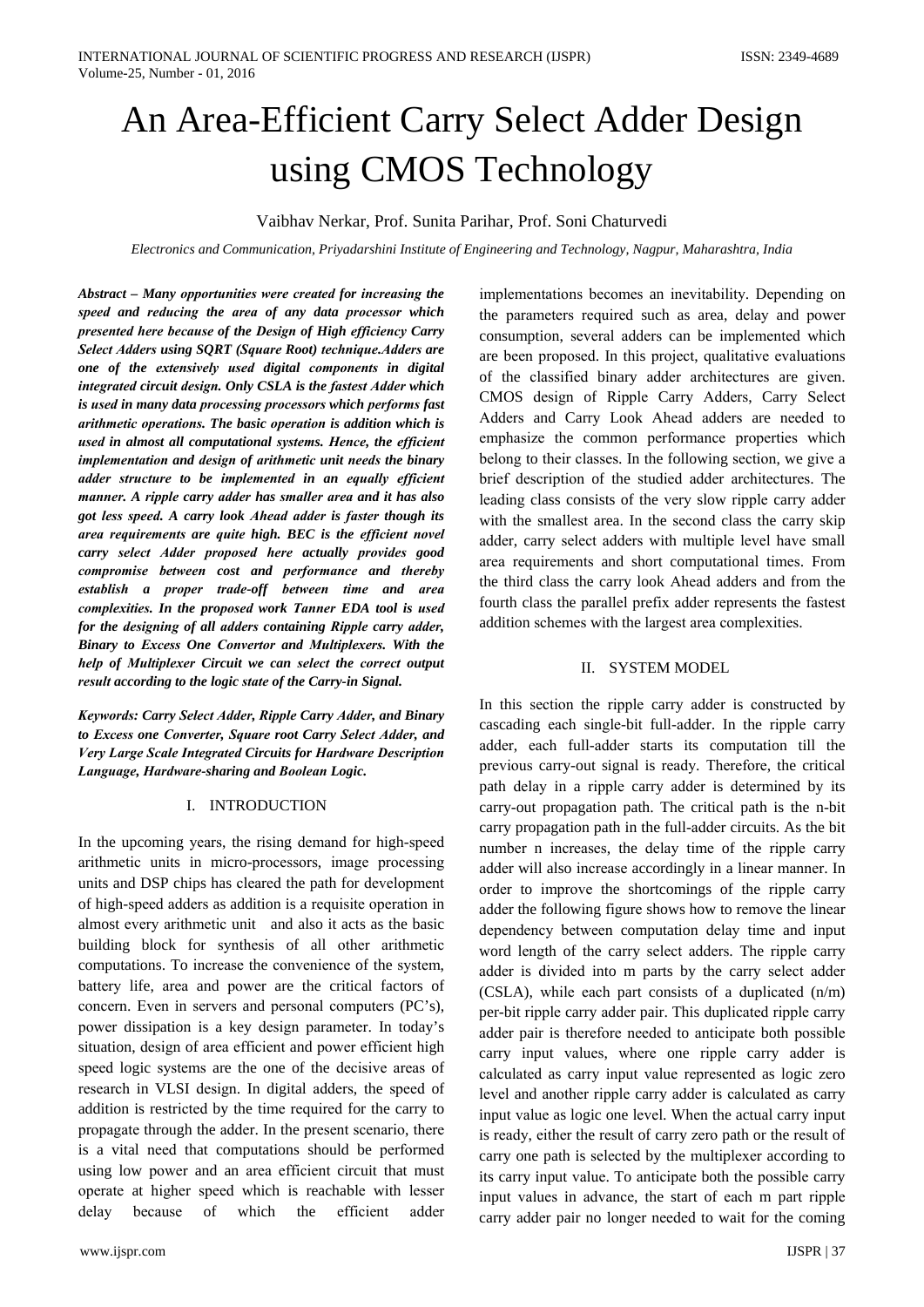# An Area-Efficient Carry Select Adder Design using CMOS Technology

Vaibhav Nerkar, Prof. Sunita Parihar, Prof. Soni Chaturvedi

*Electronics and Communication, Priyadarshini Institute of Engineering and Technology, Nagpur, Maharashtra, India*

***Abstract – Many opportunities were created for increasing the speed and reducing the area of any data processor which presented here because of the Design of High efficiency Carry Select Adders using SQRT (Square Root) technique.Adders are one of the extensively used digital components in digital integrated circuit design. Only CSLA is the fastest Adder which is used in many data processing processors which performs fast arithmetic operations. The basic operation is addition which is used in almost all computational systems. Hence, the efficient implementation and design of arithmetic unit needs the binary adder structure to be implemented in an equally efficient manner. A ripple carry adder has smaller area and it has also got less speed. A carry look Ahead adder is faster though its area requirements are quite high. BEC is the efficient novel carry select Adder proposed here actually provides good compromise between cost and performance and thereby establish a proper trade-off between time and area complexities. In the proposed work Tanner EDA tool is used for the designing of all adders containing Ripple carry adder, Binary to Excess One Convertor and Multiplexers. With the help of Multiplexer Circuit we can select the correct output result according to the logic state of the Carry-in Signal.***

***Keywords: Carry Select Adder, Ripple Carry Adder, and Binary to Excess one Converter, Square root Carry Select Adder, and Very Large Scale Integrated Circuits for Hardware Description Language, Hardware-sharing and Boolean Logic.***

## I. INTRODUCTION

In the upcoming years, the rising demand for high-speed arithmetic units in micro-processors, image processing units and DSP chips has cleared the path for development of high-speed adders as addition is a requisite operation in almost every arithmetic unit and also it acts as the basic building block for synthesis of all other arithmetic computations. To increase the convenience of the system, battery life, area and power are the critical factors of concern. Even in servers and personal computers (PC's), power dissipation is a key design parameter. In today's situation, design of area efficient and power efficient high speed logic systems are the one of the decisive areas of research in VLSI design. In digital adders, the speed of addition is restricted by the time required for the carry to propagate through the adder. In the present scenario, there is a vital need that computations should be performed using low power and an area efficient circuit that must operate at higher speed which is reachable with lesser delay because of which the efficient adder implementations becomes an inevitability. Depending on the parameters required such as area, delay and power consumption, several adders can be implemented which are been proposed. In this project, qualitative evaluations of the classified binary adder architectures are given. CMOS design of Ripple Carry Adders, Carry Select Adders and Carry Look Ahead adders are needed to emphasize the common performance properties which belong to their classes. In the following section, we give a brief description of the studied adder architectures. The leading class consists of the very slow ripple carry adder with the smallest area. In the second class the carry skip adder, carry select adders with multiple level have small area requirements and short computational times. From the third class the carry look Ahead adders and from the fourth class the parallel prefix adder represents the fastest addition schemes with the largest area complexities.

## II. SYSTEM MODEL

In this section the ripple carry adder is constructed by cascading each single-bit full-adder. In the ripple carry adder, each full-adder starts its computation till the previous carry-out signal is ready. Therefore, the critical path delay in a ripple carry adder is determined by its carry-out propagation path. The critical path is the n-bit carry propagation path in the full-adder circuits. As the bit number n increases, the delay time of the ripple carry adder will also increase accordingly in a linear manner. In order to improve the shortcomings of the ripple carry adder the following figure shows how to remove the linear dependency between computation delay time and input word length of the carry select adders. The ripple carry adder is divided into m parts by the carry select adder (CSLA), while each part consists of a duplicated (n/m) per-bit ripple carry adder pair. This duplicated ripple carry adder pair is therefore needed to anticipate both possible carry input values, where one ripple carry adder is calculated as carry input value represented as logic zero level and another ripple carry adder is calculated as carry input value as logic one level. When the actual carry input is ready, either the result of carry zero path or the result of carry one path is selected by the multiplexer according to its carry input value. To anticipate both the possible carry input values in advance, the start of each m part ripple carry adder pair no longer needed to wait for the coming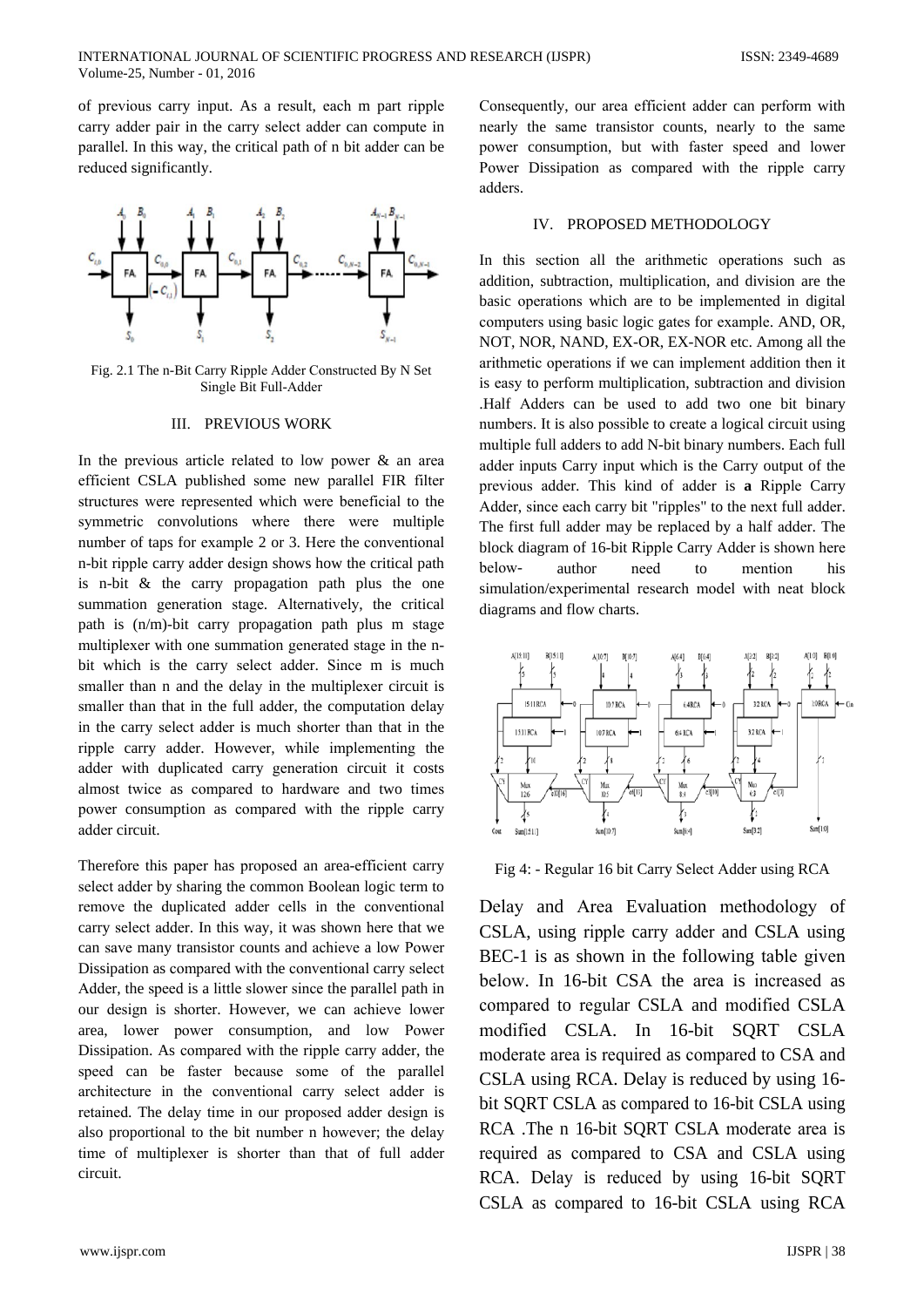of previous carry input. As a result, each m part ripple carry adder pair in the carry select adder can compute in parallel. In this way, the critical path of n bit adder can be reduced significantly.

Fig. 2.1 The n-Bit Carry Ripple Adder Constructed By N Set Single Bit Full-Adder

## III. PREVIOUS WORK

In the previous article related to low power & an area efficient CSLA published some new parallel FIR filter structures were represented which were beneficial to the symmetric convolutions where there were multiple number of taps for example 2 or 3. Here the conventional n-bit ripple carry adder design shows how the critical path is n-bit & the carry propagation path plus the one summation generation stage. Alternatively, the critical path is (n/m)-bit carry propagation path plus m stage multiplexer with one summation generated stage in the n-bit which is the carry select adder. Since m is much smaller than n and the delay in the multiplexer circuit is smaller than that in the full adder, the computation delay in the carry select adder is much shorter than that in the ripple carry adder. However, while implementing the adder with duplicated carry generation circuit it costs almost twice as compared to hardware and two times power consumption as compared with the ripple carry adder circuit.

Therefore this paper has proposed an area-efficient carry select adder by sharing the common Boolean logic term to remove the duplicated adder cells in the conventional carry select adder. In this way, it was shown here that we can save many transistor counts and achieve a low Power Dissipation as compared with the conventional carry select Adder, the speed is a little slower since the parallel path in our design is shorter. However, we can achieve lower area, lower power consumption, and low Power Dissipation. As compared with the ripple carry adder, the speed can be faster because some of the parallel architecture in the conventional carry select adder is retained. The delay time in our proposed adder design is also proportional to the bit number n however; the delay time of multiplexer is shorter than that of full adder circuit.

Consequently, our area efficient adder can perform with nearly the same transistor counts, nearly to the same power consumption, but with faster speed and lower Power Dissipation as compared with the ripple carry adders.

## IV. PROPOSED METHODOLOGY

In this section all the arithmetic operations such as addition, subtraction, multiplication, and division are the basic operations which are to be implemented in digital computers using basic logic gates for example. AND, OR, NOT, NOR, NAND, EX-OR, EX-NOR etc. Among all the arithmetic operations if we can implement addition then it is easy to perform multiplication, subtraction and division .Half Adders can be used to add two one bit binary numbers. It is also possible to create a logical circuit using multiple full adders to add N-bit binary numbers. Each full adder inputs Carry input which is the Carry output of the previous adder. This kind of adder is **a** Ripple Carry Adder, since each carry bit "ripples" to the next full adder. The first full adder may be replaced by a half adder. The block diagram of 16-bit Ripple Carry Adder is shown here below- author need to mention his simulation/experimental research model with neat block diagrams and flow charts.

Fig 4: - Regular 16 bit Carry Select Adder using RCA

Delay and Area Evaluation methodology of CSLA, using ripple carry adder and CSLA using BEC-1 is as shown in the following table given below. In 16-bit CSA the area is increased as compared to regular CSLA and modified CSLA modified CSLA. In 16-bit SQRT CSLA moderate area is required as compared to CSA and CSLA using RCA. Delay is reduced by using 16-bit SQRT CSLA as compared to 16-bit CSLA using RCA .The n 16-bit SQRT CSLA moderate area is required as compared to CSA and CSLA using RCA. Delay is reduced by using 16-bit SQRT CSLA as compared to 16-bit CSLA using RCA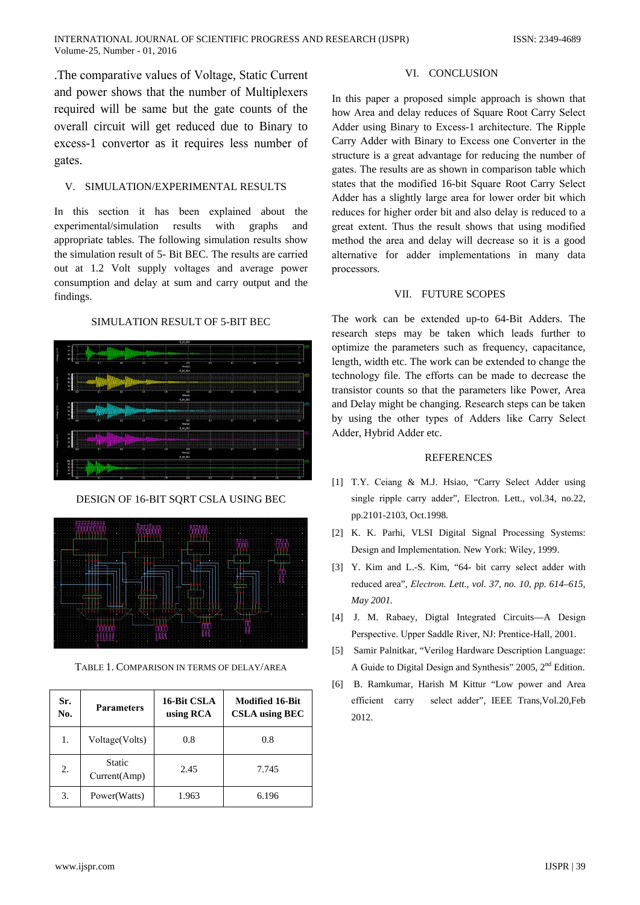.The comparative values of Voltage, Static Current and power shows that the number of Multiplexers required will be same but the gate counts of the overall circuit will get reduced due to Binary to excess-1 convertor as it requires less number of gates.

## V. SIMULATION/EXPERIMENTAL RESULTS

In this section it has been explained about the experimental/simulation results with graphs and appropriate tables. The following simulation results show the simulation result of 5- Bit BEC. The results are carried out at 1.2 Volt supply voltages and average power consumption and delay at sum and carry output and the findings.

SIMULATION RESULT OF 5-BIT BEC

DESIGN OF 16-BIT SQRT CSLA USING BEC

TABLE 1. COMPARISON IN TERMS OF DELAY/AREA

| Sr. No. | Parameters | 16-Bit CSLA using RCA | Modified 16-Bit CSLA using BEC |
|---|---|---|---|
| 1. | Voltage(Volts) | 0.8 | 0.8 |
| 2. | Static Current(Amp) | 2.45 | 7.745 |
| 3. | Power(Watts) | 1.963 | 6.196 |

## VI. CONCLUSION

In this paper a proposed simple approach is shown that how Area and delay reduces of Square Root Carry Select Adder using Binary to Excess-1 architecture. The Ripple Carry Adder with Binary to Excess one Converter in the structure is a great advantage for reducing the number of gates. The results are as shown in comparison table which states that the modified 16-bit Square Root Carry Select Adder has a slightly large area for lower order bit which reduces for higher order bit and also delay is reduced to a great extent. Thus the result shows that using modified method the area and delay will decrease so it is a good alternative for adder implementations in many data processors.

## VII. FUTURE SCOPES

The work can be extended up-to 64-Bit Adders. The research steps may be taken which leads further to optimize the parameters such as frequency, capacitance, length, width etc. The work can be extended to change the technology file. The efforts can be made to decrease the transistor counts so that the parameters like Power, Area and Delay might be changing. Research steps can be taken by using the other types of Adders like Carry Select Adder, Hybrid Adder etc.

## REFERENCES

[1] T.Y. Ceiang & M.J. Hsiao, "Carry Select Adder using single ripple carry adder", Electron. Lett., vol.34, no.22, pp.2101-2103, Oct.1998.

[2] K. K. Parhi, VLSI Digital Signal Processing Systems: Design and Implementation. New York: Wiley, 1999.

[3] Y. Kim and L.-S. Kim, "64- bit carry select adder with reduced area", *Electron. Lett., vol. 37, no. 10, pp. 614–615, May 2001.*

[4] J. M. Rabaey, Digtal Integrated Circuits—A Design Perspective. Upper Saddle River, NJ: Prentice-Hall, 2001.

[5] Samir Palnitkar, "Verilog Hardware Description Language: A Guide to Digital Design and Synthesis" 2005, 2nd Edition.

[6] B. Ramkumar, Harish M Kittur "Low power and Area efficient carry select adder", IEEE Trans,Vol.20,Feb 2012.